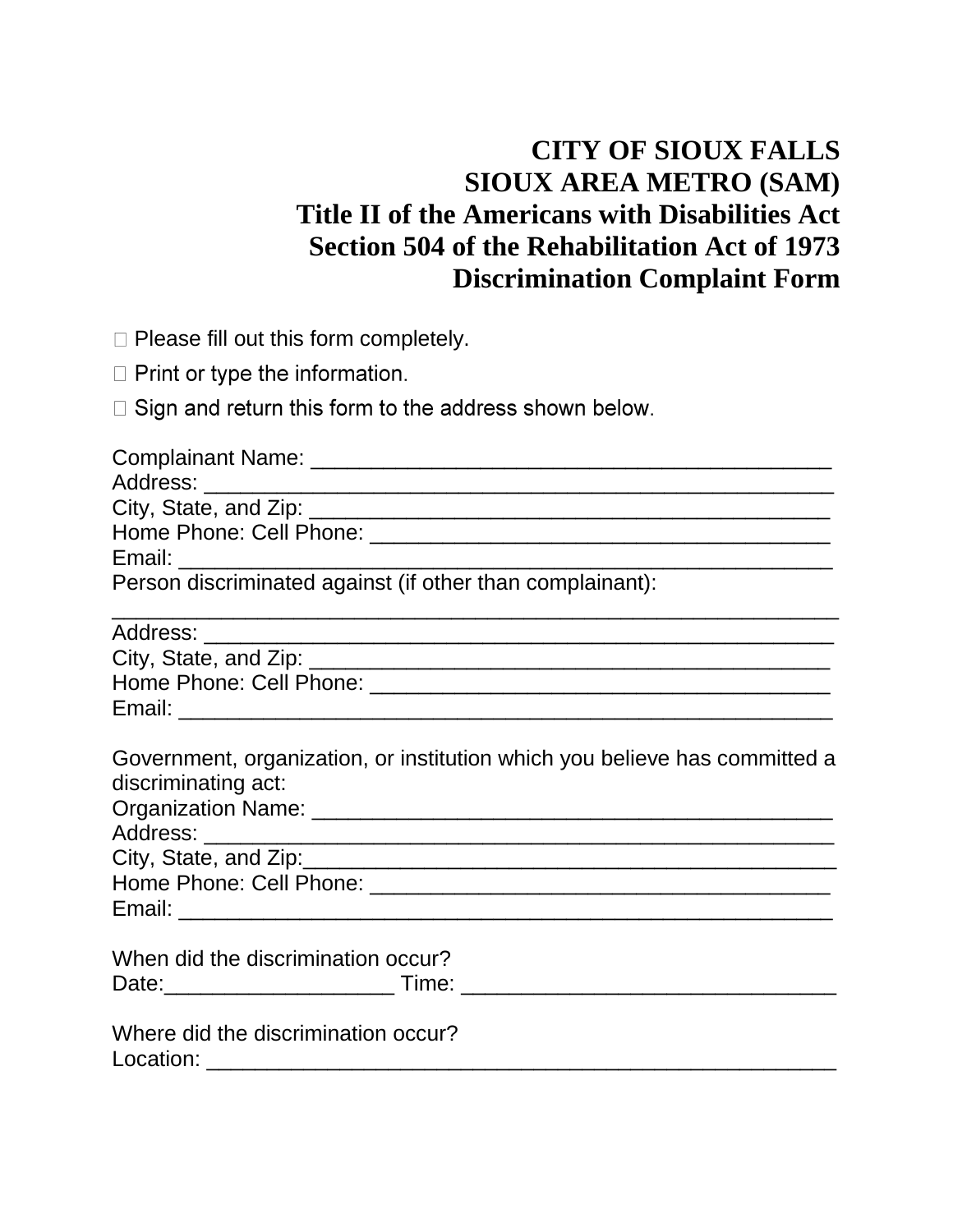# CITY OF SIOUX FALLS
# SIOUX AREA METRO (SAM)
# Title II of the Americans with Disabilities Act
# Section 504 of the Rehabilitation Act of 1973
# Discrimination Complaint Form

- Please fill out this form completely.
- Print or type the information.
- Sign and return this form to the address shown below.

Complainant Name: ___________________________________________
Address: _____________________________________________________
City, State, and Zip: ___________________________________________
Home Phone: Cell Phone: ______________________________________
Email: _______________________________________________________
Person discriminated against (if other than complainant):
_____________________________________________________________
Address: _____________________________________________________
City, State, and Zip: ___________________________________________
Home Phone: Cell Phone: ______________________________________
Email: _______________________________________________________

Government, organization, or institution which you believe has committed a discriminating act:
Organization Name: ____________________________________________
Address: _____________________________________________________
City, State, and Zip:____________________________________________
Home Phone: Cell Phone: ______________________________________
Email: _______________________________________________________

When did the discrimination occur?
Date:___________________ Time: ______________________________

Where did the discrimination occur?
Location: _____________________________________________________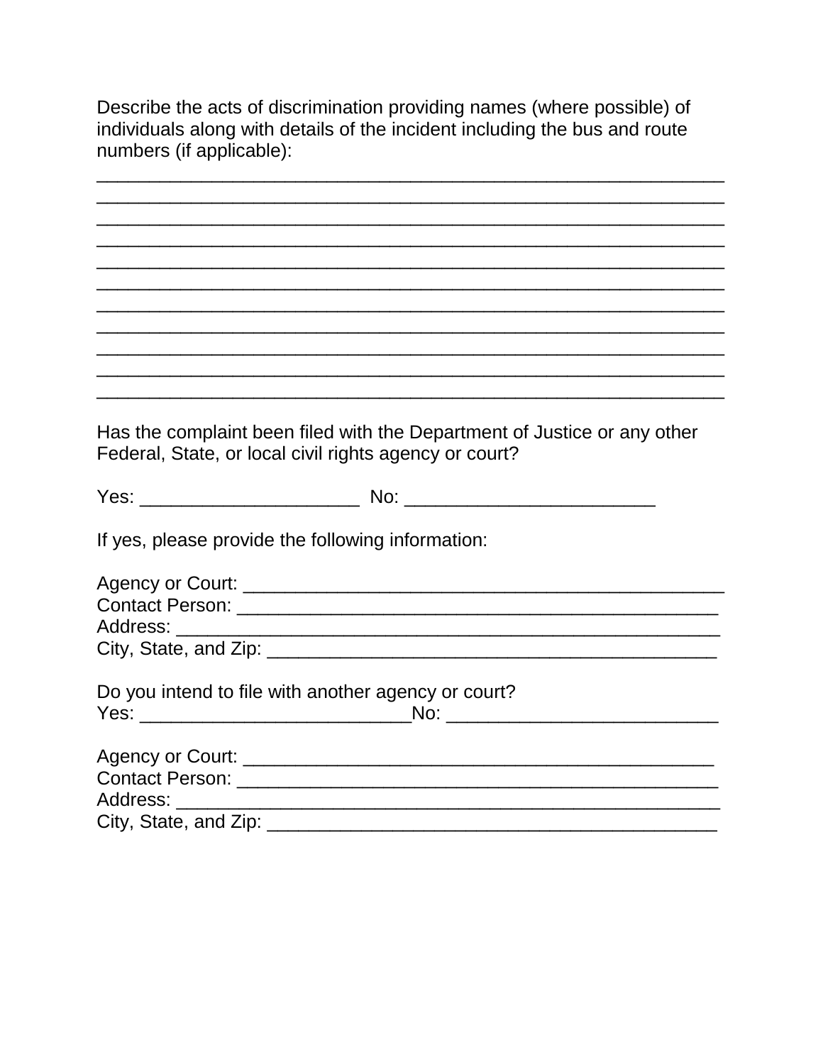Describe the acts of discrimination providing names (where possible) of individuals along with details of the incident including the bus and route numbers (if applicable):

____________________________________________________________
____________________________________________________________
____________________________________________________________
____________________________________________________________
____________________________________________________________
____________________________________________________________
____________________________________________________________
____________________________________________________________
____________________________________________________________
____________________________________________________________
____________________________________________________________

Has the complaint been filed with the Department of Justice or any other Federal, State, or local civil rights agency or court?

Yes: _____________________ No: ________________________

If yes, please provide the following information:

Agency or Court: ____________________________________________
Contact Person: ____________________________________________
Address: _________________________________________________
City, State, and Zip: ________________________________________

Do you intend to file with another agency or court?
Yes: __________________________No: __________________________

Agency or Court: ____________________________________________
Contact Person: ____________________________________________
Address: _________________________________________________
City, State, and Zip: ________________________________________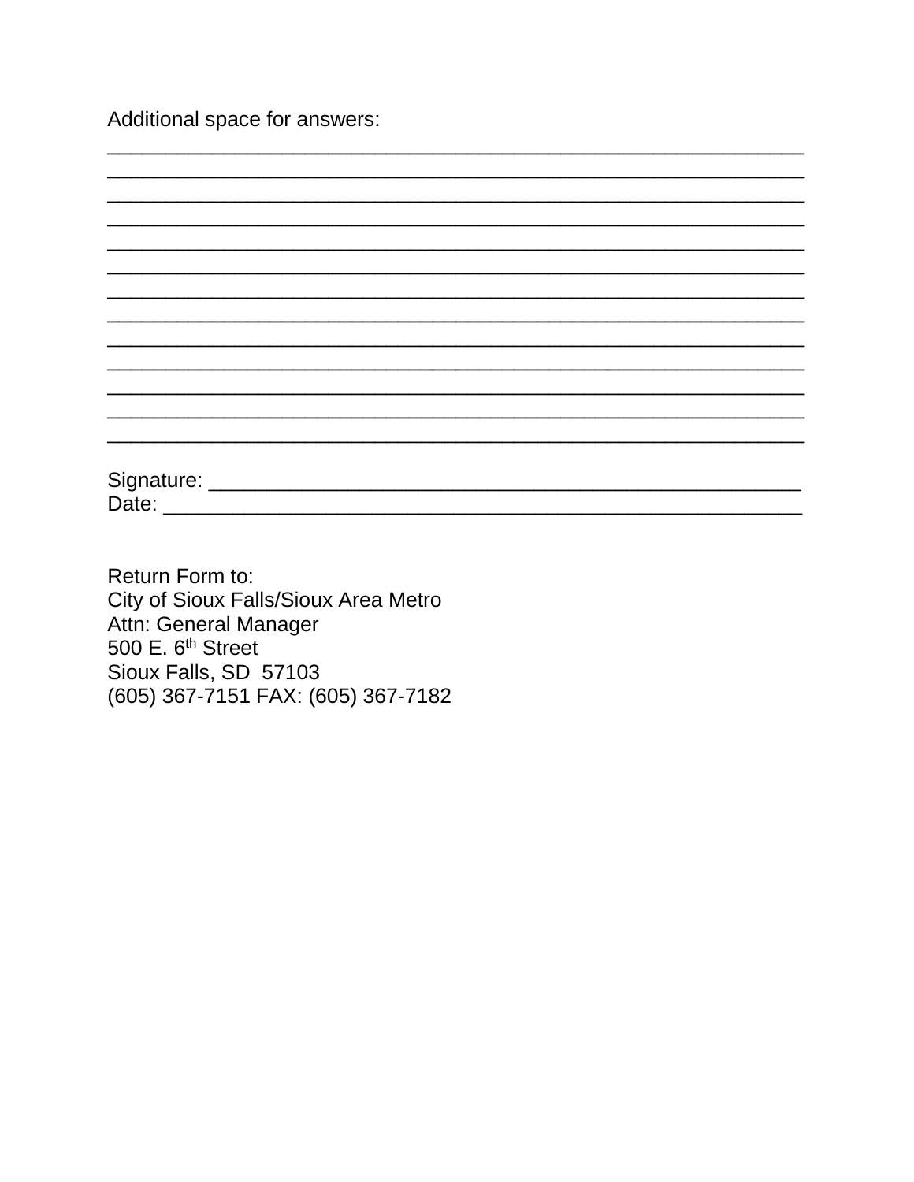Additional space for answers:

\_\_\_\_\_\_\_\_\_\_\_\_\_\_\_\_\_\_\_\_\_\_\_\_\_\_\_\_\_\_\_\_\_\_\_\_\_\_\_\_\_\_\_\_\_\_\_\_\_\_\_\_\_\_\_\_\_\_\_\_
\_\_\_\_\_\_\_\_\_\_\_\_\_\_\_\_\_\_\_\_\_\_\_\_\_\_\_\_\_\_\_\_\_\_\_\_\_\_\_\_\_\_\_\_\_\_\_\_\_\_\_\_\_\_\_\_\_\_\_\_
\_\_\_\_\_\_\_\_\_\_\_\_\_\_\_\_\_\_\_\_\_\_\_\_\_\_\_\_\_\_\_\_\_\_\_\_\_\_\_\_\_\_\_\_\_\_\_\_\_\_\_\_\_\_\_\_\_\_\_\_
\_\_\_\_\_\_\_\_\_\_\_\_\_\_\_\_\_\_\_\_\_\_\_\_\_\_\_\_\_\_\_\_\_\_\_\_\_\_\_\_\_\_\_\_\_\_\_\_\_\_\_\_\_\_\_\_\_\_\_\_
\_\_\_\_\_\_\_\_\_\_\_\_\_\_\_\_\_\_\_\_\_\_\_\_\_\_\_\_\_\_\_\_\_\_\_\_\_\_\_\_\_\_\_\_\_\_\_\_\_\_\_\_\_\_\_\_\_\_\_\_
\_\_\_\_\_\_\_\_\_\_\_\_\_\_\_\_\_\_\_\_\_\_\_\_\_\_\_\_\_\_\_\_\_\_\_\_\_\_\_\_\_\_\_\_\_\_\_\_\_\_\_\_\_\_\_\_\_\_\_\_
\_\_\_\_\_\_\_\_\_\_\_\_\_\_\_\_\_\_\_\_\_\_\_\_\_\_\_\_\_\_\_\_\_\_\_\_\_\_\_\_\_\_\_\_\_\_\_\_\_\_\_\_\_\_\_\_\_\_\_\_
\_\_\_\_\_\_\_\_\_\_\_\_\_\_\_\_\_\_\_\_\_\_\_\_\_\_\_\_\_\_\_\_\_\_\_\_\_\_\_\_\_\_\_\_\_\_\_\_\_\_\_\_\_\_\_\_\_\_\_\_
\_\_\_\_\_\_\_\_\_\_\_\_\_\_\_\_\_\_\_\_\_\_\_\_\_\_\_\_\_\_\_\_\_\_\_\_\_\_\_\_\_\_\_\_\_\_\_\_\_\_\_\_\_\_\_\_\_\_\_\_
\_\_\_\_\_\_\_\_\_\_\_\_\_\_\_\_\_\_\_\_\_\_\_\_\_\_\_\_\_\_\_\_\_\_\_\_\_\_\_\_\_\_\_\_\_\_\_\_\_\_\_\_\_\_\_\_\_\_\_\_
\_\_\_\_\_\_\_\_\_\_\_\_\_\_\_\_\_\_\_\_\_\_\_\_\_\_\_\_\_\_\_\_\_\_\_\_\_\_\_\_\_\_\_\_\_\_\_\_\_\_\_\_\_\_\_\_\_\_\_\_
\_\_\_\_\_\_\_\_\_\_\_\_\_\_\_\_\_\_\_\_\_\_\_\_\_\_\_\_\_\_\_\_\_\_\_\_\_\_\_\_\_\_\_\_\_\_\_\_\_\_\_\_\_\_\_\_\_\_\_\_
\_\_\_\_\_\_\_\_\_\_\_\_\_\_\_\_\_\_\_\_\_\_\_\_\_\_\_\_\_\_\_\_\_\_\_\_\_\_\_\_\_\_\_\_\_\_\_\_\_\_\_\_\_\_\_\_\_\_\_\_

Signature: \_\_\_\_\_\_\_\_\_\_\_\_\_\_\_\_\_\_\_\_\_\_\_\_\_\_\_\_\_\_\_\_\_\_\_\_\_\_\_\_\_\_\_\_\_\_\_\_\_\_\_
Date: \_\_\_\_\_\_\_\_\_\_\_\_\_\_\_\_\_\_\_\_\_\_\_\_\_\_\_\_\_\_\_\_\_\_\_\_\_\_\_\_\_\_\_\_\_\_\_\_\_\_\_\_\_\_\_

Return Form to:
City of Sioux Falls/Sioux Area Metro
Attn: General Manager
500 E. 6th Street
Sioux Falls, SD 57103
(605) 367-7151 FAX: (605) 367-7182